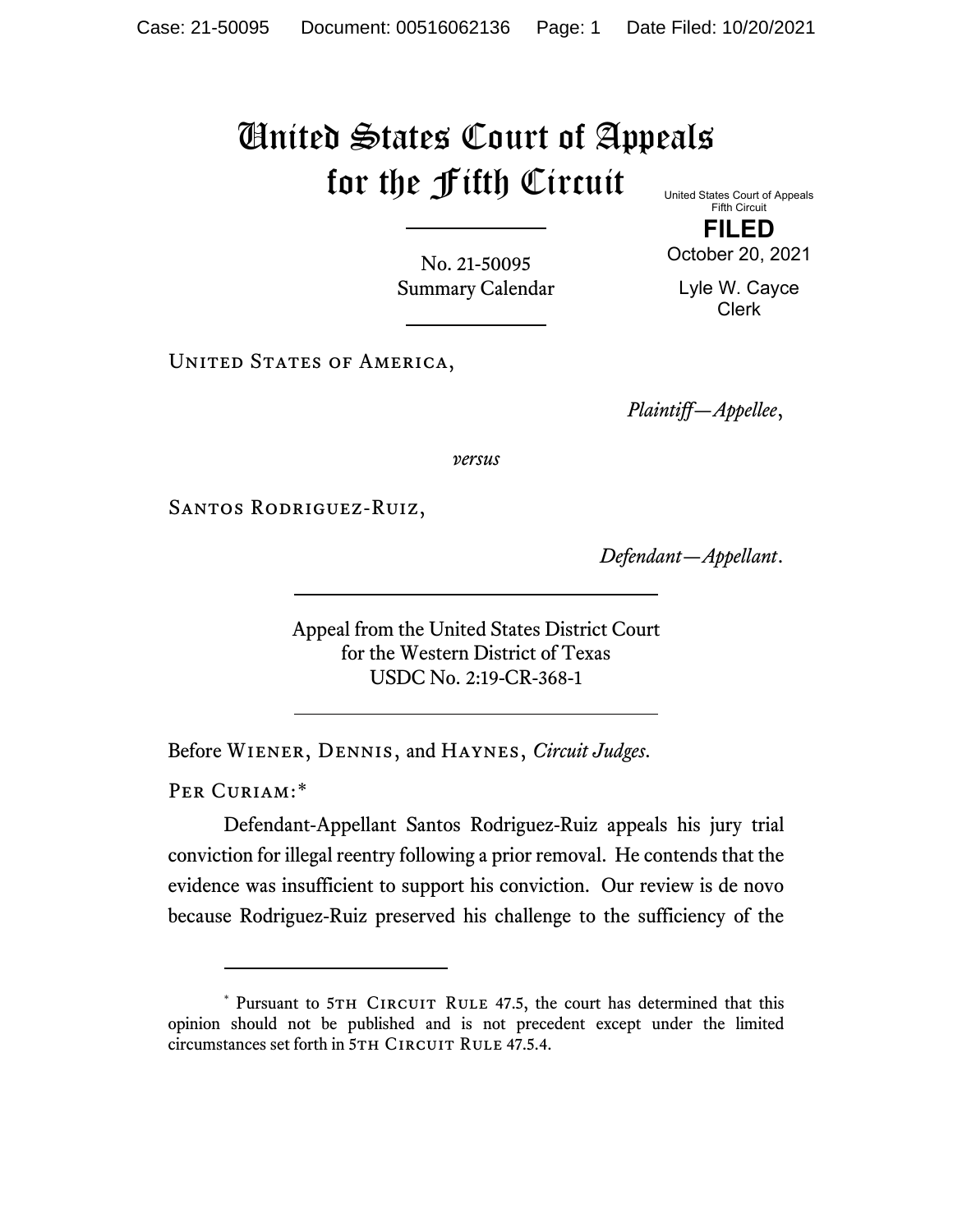# United States Court of Appeals for the Fifth Circuit

United States Court of Appeals
Fifth Circuit

**FILED**

October 20, 2021

Lyle W. Cayce
Clerk

No. 21-50095
Summary Calendar

---

United States of America,

*Plaintiff—Appellee*,

*versus*

Santos Rodriguez-Ruiz,

*Defendant—Appellant*.

---

Appeal from the United States District Court
for the Western District of Texas
USDC No. 2:19-CR-368-1

---

Before Wiener, Dennis, and Haynes, *Circuit Judges*.

Per Curiam:*

Defendant-Appellant Santos Rodriguez-Ruiz appeals his jury trial conviction for illegal reentry following a prior removal. He contends that the evidence was insufficient to support his conviction. Our review is de novo because Rodriguez-Ruiz preserved his challenge to the sufficiency of the

---

* Pursuant to 5th Circuit Rule 47.5, the court has determined that this opinion should not be published and is not precedent except under the limited circumstances set forth in 5th Circuit Rule 47.5.4.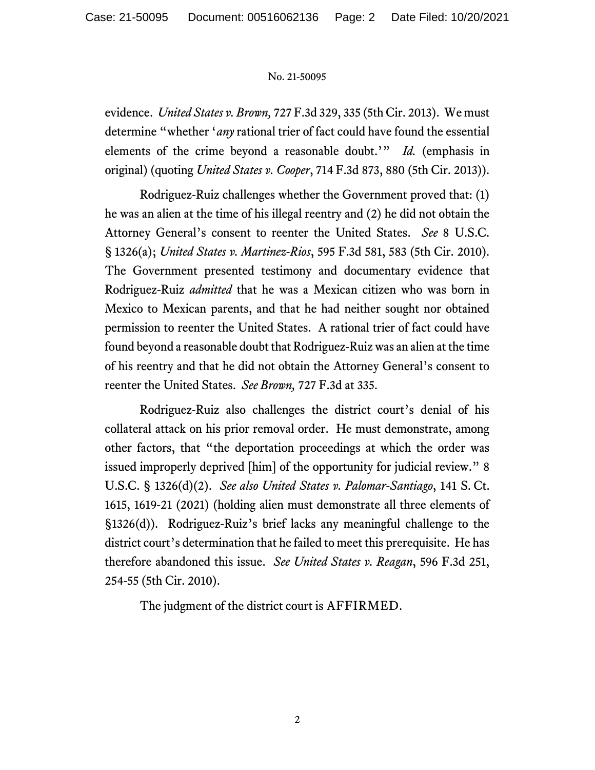evidence. *United States v. Brown,* 727 F.3d 329, 335 (5th Cir. 2013). We must determine "whether '*any* rational trier of fact could have found the essential elements of the crime beyond a reasonable doubt.'" *Id.* (emphasis in original) (quoting *United States v. Cooper*, 714 F.3d 873, 880 (5th Cir. 2013)).

Rodriguez-Ruiz challenges whether the Government proved that: (1) he was an alien at the time of his illegal reentry and (2) he did not obtain the Attorney General's consent to reenter the United States. *See* 8 U.S.C. § 1326(a); *United States v. Martinez-Rios*, 595 F.3d 581, 583 (5th Cir. 2010). The Government presented testimony and documentary evidence that Rodriguez-Ruiz *admitted* that he was a Mexican citizen who was born in Mexico to Mexican parents, and that he had neither sought nor obtained permission to reenter the United States. A rational trier of fact could have found beyond a reasonable doubt that Rodriguez-Ruiz was an alien at the time of his reentry and that he did not obtain the Attorney General's consent to reenter the United States. *See Brown,* 727 F.3d at 335.

Rodriguez-Ruiz also challenges the district court's denial of his collateral attack on his prior removal order. He must demonstrate, among other factors, that "the deportation proceedings at which the order was issued improperly deprived [him] of the opportunity for judicial review." 8 U.S.C. § 1326(d)(2). *See also United States v. Palomar-Santiago*, 141 S. Ct. 1615, 1619-21 (2021) (holding alien must demonstrate all three elements of §1326(d)). Rodriguez-Ruiz's brief lacks any meaningful challenge to the district court's determination that he failed to meet this prerequisite. He has therefore abandoned this issue. *See United States v. Reagan*, 596 F.3d 251, 254-55 (5th Cir. 2010).

The judgment of the district court is AFFIRMED.